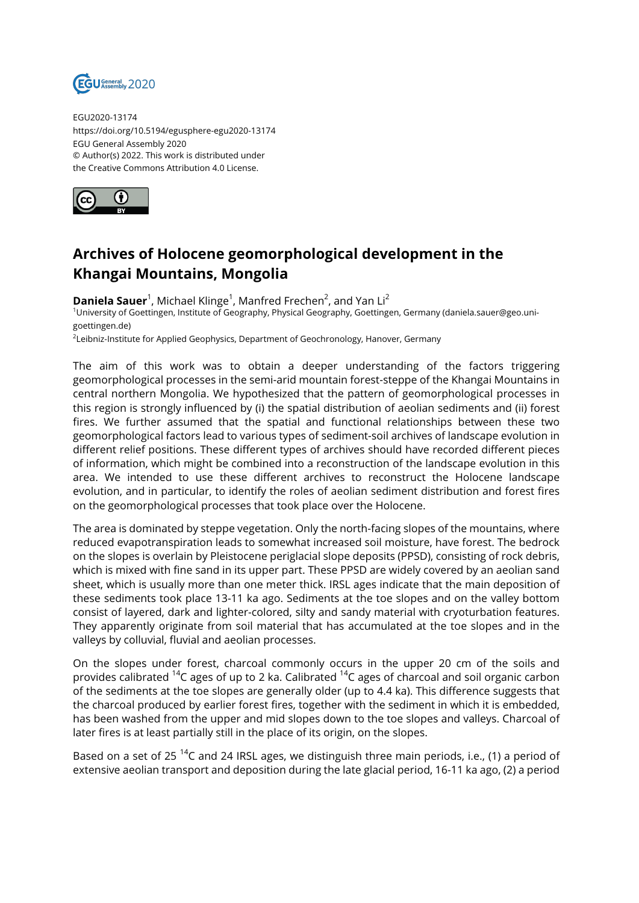EGU2020-13174
https://doi.org/10.5194/egusphere-egu2020-13174
EGU General Assembly 2020
© Author(s) 2022. This work is distributed under
the Creative Commons Attribution 4.0 License.

# Archives of Holocene geomorphological development in the Khangai Mountains, Mongolia

**Daniela Sauer**[1], Michael Klinge[1], Manfred Frechen[2], and Yan Li[2]

[1]University of Goettingen, Institute of Geography, Physical Geography, Goettingen, Germany (daniela.sauer@geo.uni-goettingen.de)

[2]Leibniz-Institute for Applied Geophysics, Department of Geochronology, Hanover, Germany

The aim of this work was to obtain a deeper understanding of the factors triggering geomorphological processes in the semi-arid mountain forest-steppe of the Khangai Mountains in central northern Mongolia. We hypothesized that the pattern of geomorphological processes in this region is strongly influenced by (i) the spatial distribution of aeolian sediments and (ii) forest fires. We further assumed that the spatial and functional relationships between these two geomorphological factors lead to various types of sediment-soil archives of landscape evolution in different relief positions. These different types of archives should have recorded different pieces of information, which might be combined into a reconstruction of the landscape evolution in this area. We intended to use these different archives to reconstruct the Holocene landscape evolution, and in particular, to identify the roles of aeolian sediment distribution and forest fires on the geomorphological processes that took place over the Holocene.

The area is dominated by steppe vegetation. Only the north-facing slopes of the mountains, where reduced evapotranspiration leads to somewhat increased soil moisture, have forest. The bedrock on the slopes is overlain by Pleistocene periglacial slope deposits (PPSD), consisting of rock debris, which is mixed with fine sand in its upper part. These PPSD are widely covered by an aeolian sand sheet, which is usually more than one meter thick. IRSL ages indicate that the main deposition of these sediments took place 13-11 ka ago. Sediments at the toe slopes and on the valley bottom consist of layered, dark and lighter-colored, silty and sandy material with cryoturbation features. They apparently originate from soil material that has accumulated at the toe slopes and in the valleys by colluvial, fluvial and aeolian processes.

On the slopes under forest, charcoal commonly occurs in the upper 20 cm of the soils and provides calibrated $^{14}C$ ages of up to 2 ka. Calibrated $^{14}C$ ages of charcoal and soil organic carbon of the sediments at the toe slopes are generally older (up to 4.4 ka). This difference suggests that the charcoal produced by earlier forest fires, together with the sediment in which it is embedded, has been washed from the upper and mid slopes down to the toe slopes and valleys. Charcoal of later fires is at least partially still in the place of its origin, on the slopes.

Based on a set of 25 $^{14}C$ and 24 IRSL ages, we distinguish three main periods, i.e., (1) a period of extensive aeolian transport and deposition during the late glacial period, 16-11 ka ago, (2) a period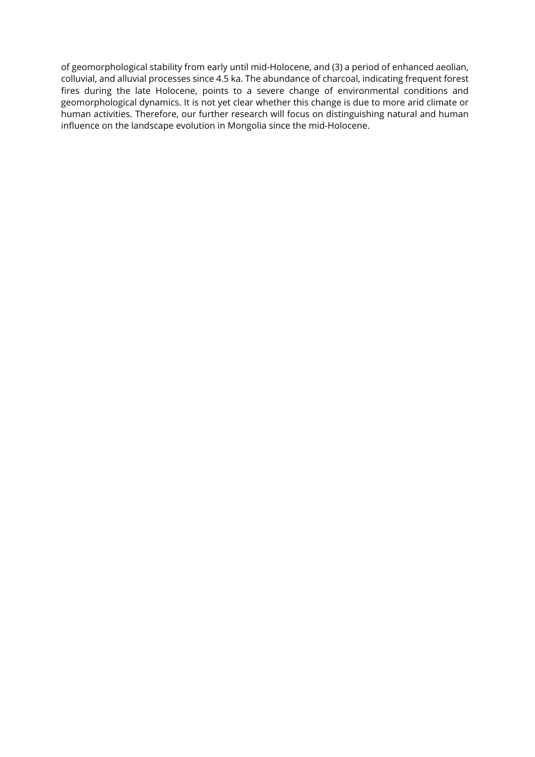of geomorphological stability from early until mid-Holocene, and (3) a period of enhanced aeolian, colluvial, and alluvial processes since 4.5 ka. The abundance of charcoal, indicating frequent forest fires during the late Holocene, points to a severe change of environmental conditions and geomorphological dynamics. It is not yet clear whether this change is due to more arid climate or human activities. Therefore, our further research will focus on distinguishing natural and human influence on the landscape evolution in Mongolia since the mid-Holocene.